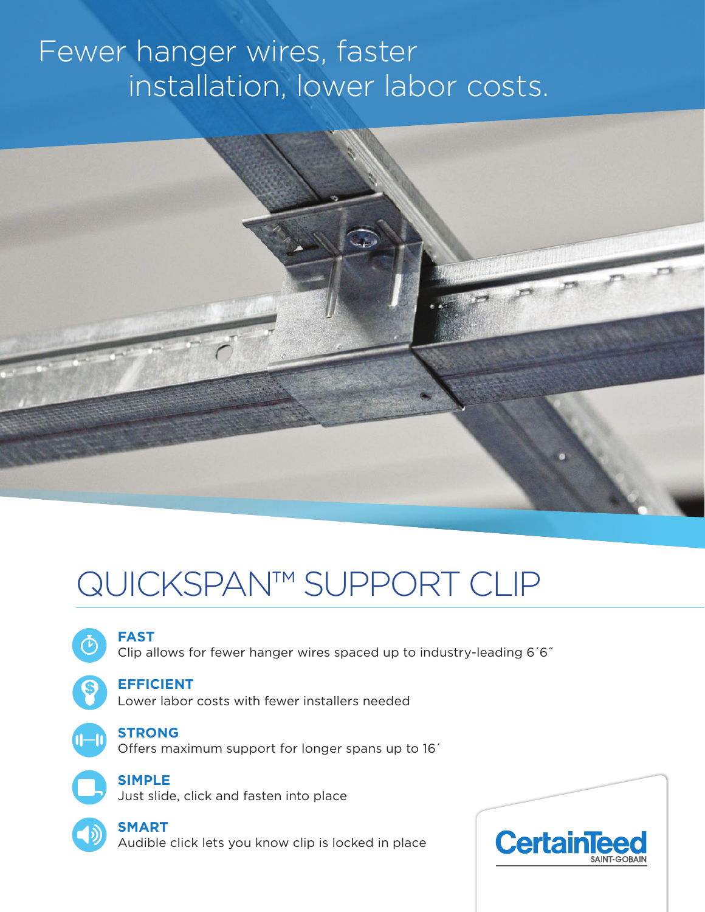Fewer hanger wires, faster installation, lower labor costs.

# QUICKSPAN™ SUPPORT CLIP

**FAST**
Clip allows for fewer hanger wires spaced up to industry-leading 6´6˝

**EFFICIENT**
Lower labor costs with fewer installers needed

**STRONG**
Offers maximum support for longer spans up to 16´

**SIMPLE**
Just slide, click and fasten into place

**SMART**
Audible click lets you know clip is locked in place

CertainTeed
SAINT-GOBAIN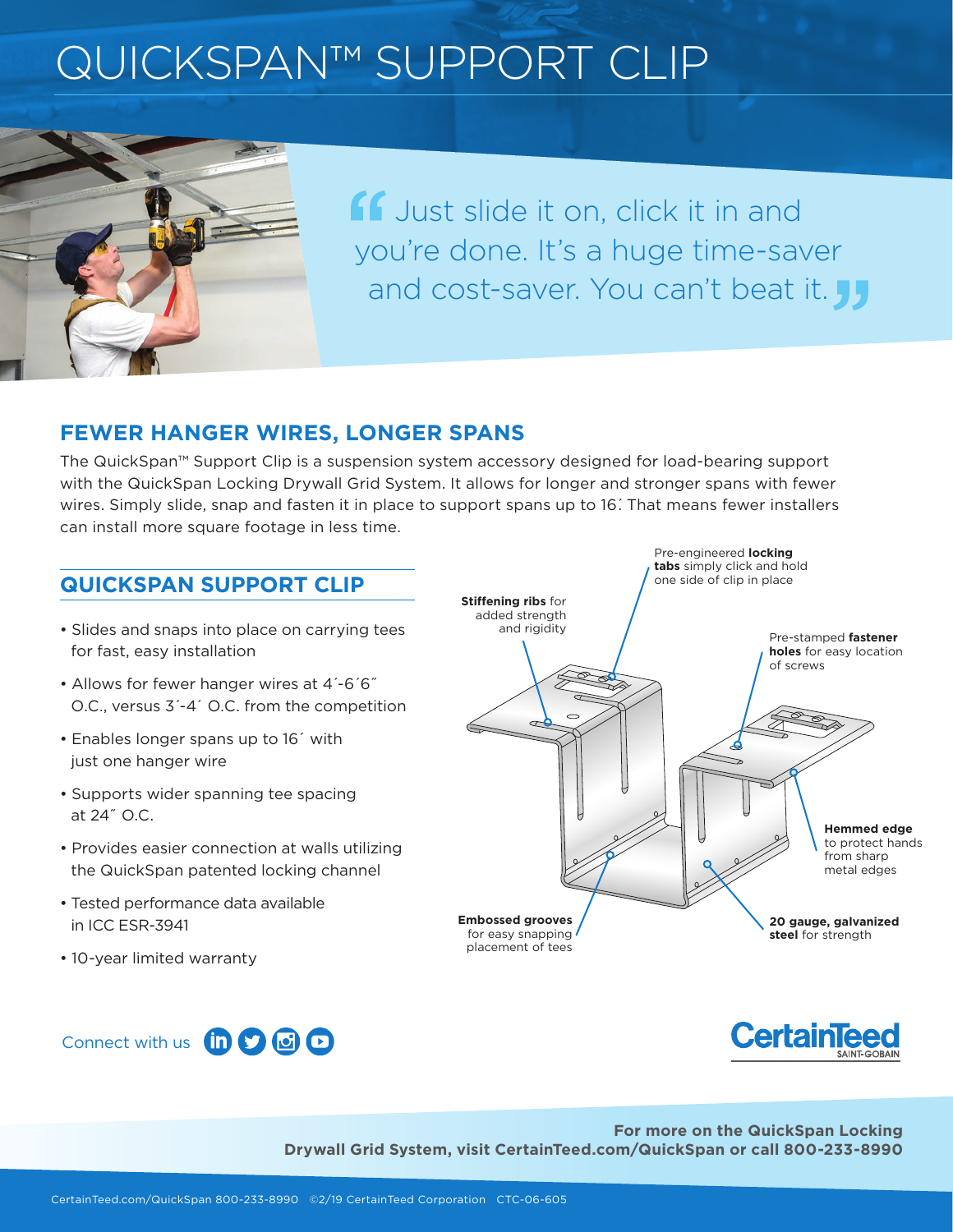# QUICKSPAN™ SUPPORT CLIP

“Just slide it on, click it in and you’re done. It’s a huge time-saver and cost-saver. You can’t beat it.”

## FEWER HANGER WIRES, LONGER SPANS

The QuickSpan™ Support Clip is a suspension system accessory designed for load-bearing support with the QuickSpan Locking Drywall Grid System. It allows for longer and stronger spans with fewer wires. Simply slide, snap and fasten it in place to support spans up to 16´. That means fewer installers can install more square footage in less time.

## QUICKSPAN SUPPORT CLIP

- Slides and snaps into place on carrying tees for fast, easy installation
- Allows for fewer hanger wires at 4´-6˝ O.C., versus 3´-4´ O.C. from the competition
- Enables longer spans up to 16´ with just one hanger wire
- Supports wider spanning tee spacing at 24˝ O.C.
- Provides easier connection at walls utilizing the QuickSpan patented locking channel
- Tested performance data available in ICC ESR-3941
- 10-year limited warranty

Pre-engineered **locking tabs** simply click and hold one side of clip in place

**Stiffening ribs** for added strength and rigidity

Pre-stamped **fastener holes** for easy location of screws

**Hemmed edge** to protect hands from sharp metal edges

**Embossed grooves** for easy snapping placement of tees

**20 gauge, galvanized steel** for strength

Connect with us

CertainTeed SAINT-GOBAIN

**For more on the QuickSpan Locking Drywall Grid System, visit CertainTeed.com/QuickSpan or call 800-233-8990**

CertainTeed.com/QuickSpan 800-233-8990 ©2/19 CertainTeed Corporation CTC-06-605